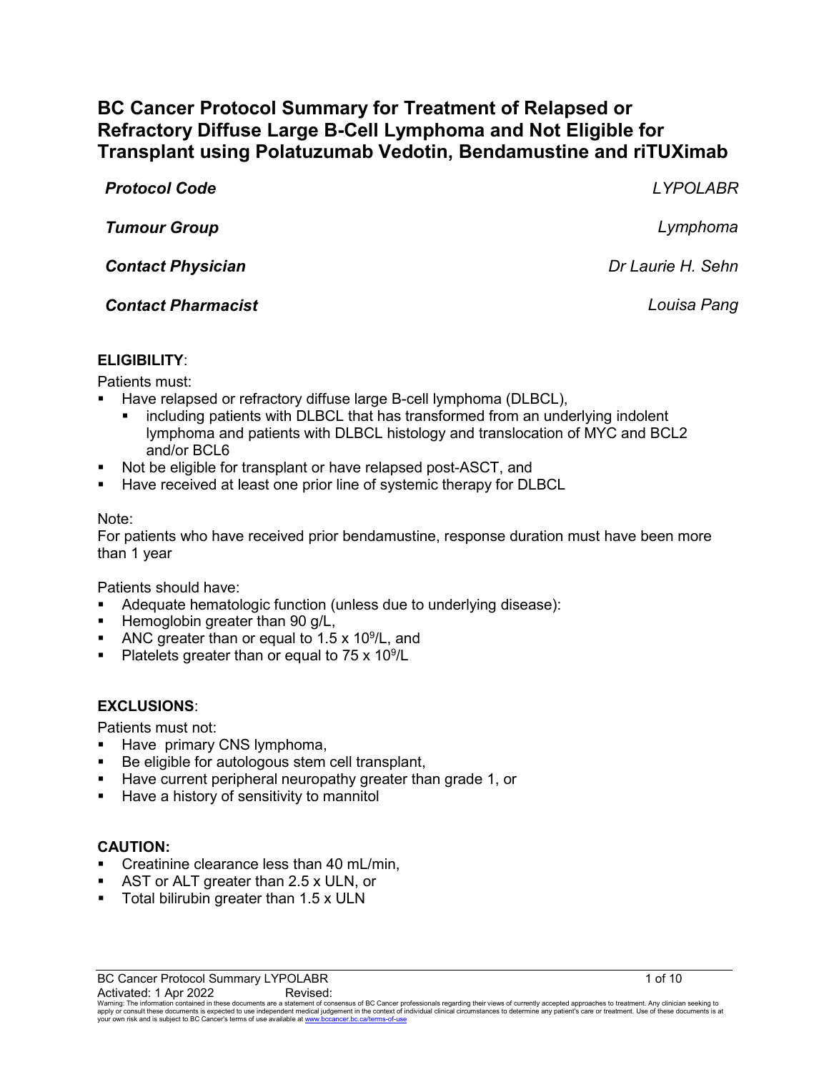# BC Cancer Protocol Summary for Treatment of Relapsed or Refractory Diffuse Large B-Cell Lymphoma and Not Eligible for Transplant using Polatuzumab Vedotin, Bendamustine and riTUXimab

| | |
|---|---|
| ***Protocol Code*** | *LYPOLABR* |
| ***Tumour Group*** | *Lymphoma* |
| ***Contact Physician*** | *Dr Laurie H. Sehn* |
| ***Contact Pharmacist*** | *Louisa Pang* |

**ELIGIBILITY**:

Patients must:

- Have relapsed or refractory diffuse large B-cell lymphoma (DLBCL),
  - including patients with DLBCL that has transformed from an underlying indolent lymphoma and patients with DLBCL histology and translocation of MYC and BCL2 and/or BCL6
- Not be eligible for transplant or have relapsed post-ASCT, and
- Have received at least one prior line of systemic therapy for DLBCL

Note:
For patients who have received prior bendamustine, response duration must have been more than 1 year

Patients should have:

- Adequate hematologic function (unless due to underlying disease):
- Hemoglobin greater than 90 g/L,
- ANC greater than or equal to 1.5 x $10^9$/L, and
- Platelets greater than or equal to 75 x $10^9$/L

**EXCLUSIONS**:

Patients must not:

- Have primary CNS lymphoma,
- Be eligible for autologous stem cell transplant,
- Have current peripheral neuropathy greater than grade 1, or
- Have a history of sensitivity to mannitol

**CAUTION:**

- Creatinine clearance less than 40 mL/min,
- AST or ALT greater than 2.5 x ULN, or
- Total bilirubin greater than 1.5 x ULN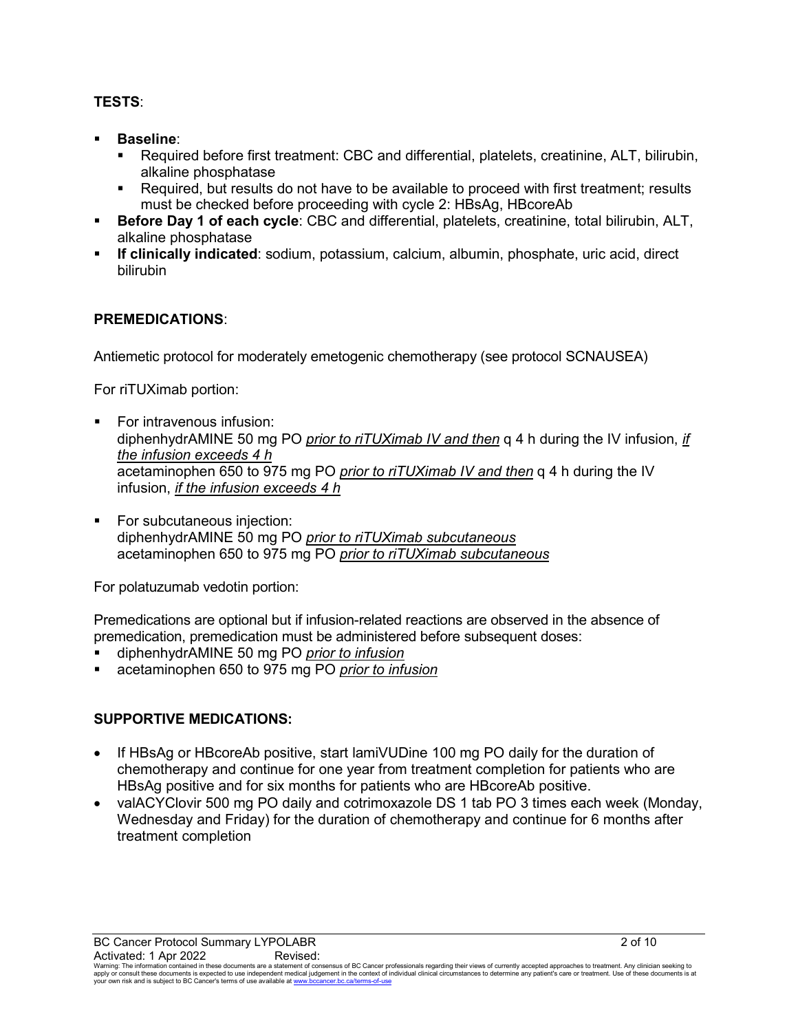**TESTS**:

- **Baseline**:
  - Required before first treatment: CBC and differential, platelets, creatinine, ALT, bilirubin, alkaline phosphatase
  - Required, but results do not have to be available to proceed with first treatment; results must be checked before proceeding with cycle 2: HBsAg, HBcoreAb
- **Before Day 1 of each cycle**: CBC and differential, platelets, creatinine, total bilirubin, ALT, alkaline phosphatase
- **If clinically indicated**: sodium, potassium, calcium, albumin, phosphate, uric acid, direct bilirubin

**PREMEDICATIONS**:

Antiemetic protocol for moderately emetogenic chemotherapy (see protocol SCNAUSEA)

For riTUXimab portion:

- For intravenous infusion:
  diphenhydrAMINE 50 mg PO *prior to riTUXimab IV and then* q 4 h during the IV infusion, *if the infusion exceeds 4 h*
  acetaminophen 650 to 975 mg PO *prior to riTUXimab IV and then* q 4 h during the IV infusion, *if the infusion exceeds 4 h*

- For subcutaneous injection:
  diphenhydrAMINE 50 mg PO *prior to riTUXimab subcutaneous*
  acetaminophen 650 to 975 mg PO *prior to riTUXimab subcutaneous*

For polatuzumab vedotin portion:

Premedications are optional but if infusion-related reactions are observed in the absence of premedication, premedication must be administered before subsequent doses:

- diphenhydrAMINE 50 mg PO *prior to infusion*
- acetaminophen 650 to 975 mg PO *prior to infusion*

**SUPPORTIVE MEDICATIONS:**

- If HBsAg or HBcoreAb positive, start lamiVUDine 100 mg PO daily for the duration of chemotherapy and continue for one year from treatment completion for patients who are HBsAg positive and for six months for patients who are HBcoreAb positive.
- valACYClovir 500 mg PO daily and cotrimoxazole DS 1 tab PO 3 times each week (Monday, Wednesday and Friday) for the duration of chemotherapy and continue for 6 months after treatment completion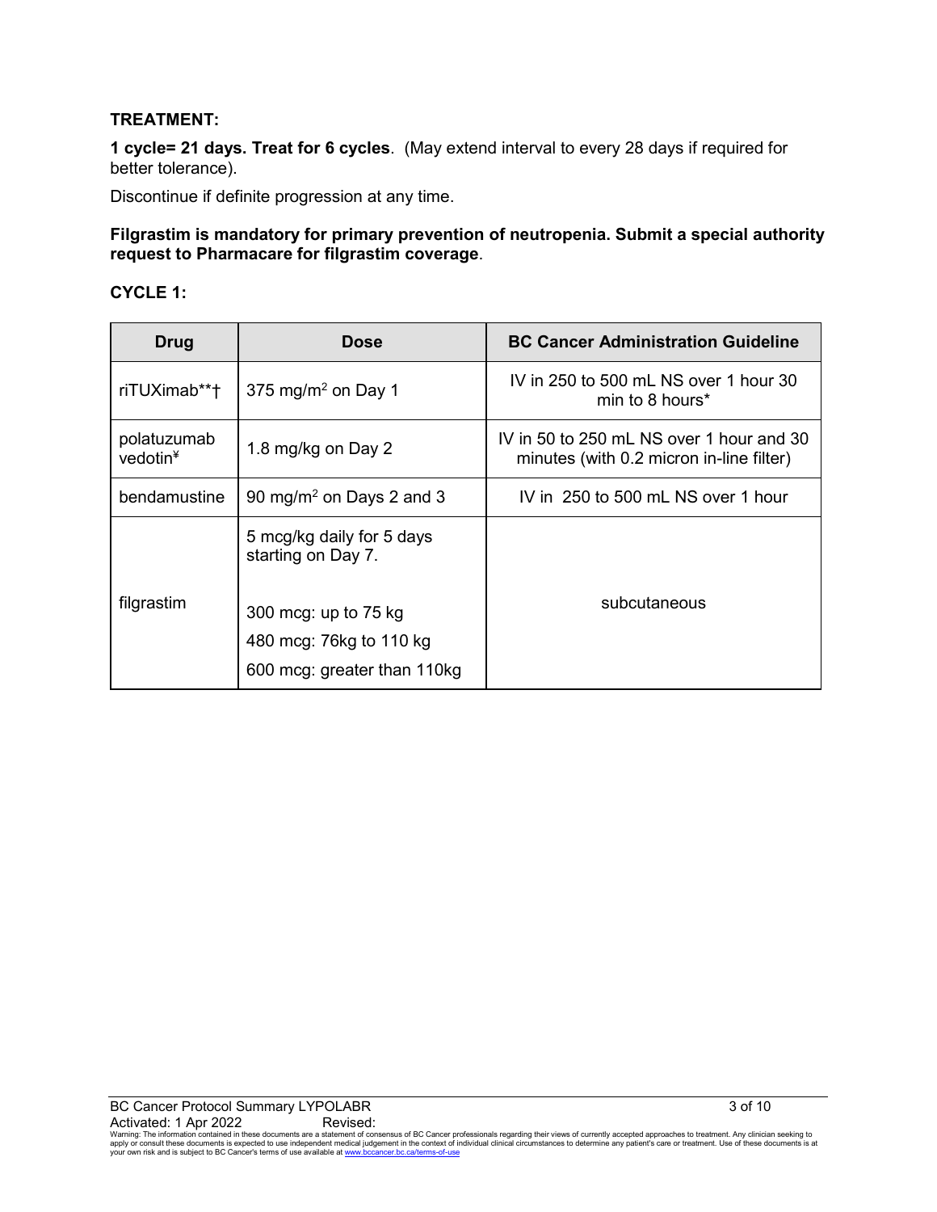**TREATMENT:**

**1 cycle= 21 days. Treat for 6 cycles**. (May extend interval to every 28 days if required for better tolerance).

Discontinue if definite progression at any time.

**Filgrastim is mandatory for primary prevention of neutropenia. Submit a special authority request to Pharmacare for filgrastim coverage**.

**CYCLE 1:**

| Drug | Dose | BC Cancer Administration Guideline |
|---|---|---|
| riTUXimab**† | 375 mg/m$^2$ on Day 1 | IV in 250 to 500 mL NS over 1 hour 30 min to 8 hours* |
| polatuzumab vedotin¥ | 1.8 mg/kg on Day 2 | IV in 50 to 250 mL NS over 1 hour and 30 minutes (with 0.2 micron in-line filter) |
| bendamustine | 90 mg/m$^2$ on Days 2 and 3 | IV in 250 to 500 mL NS over 1 hour |
| filgrastim | 5 mcg/kg daily for 5 days starting on Day 7.<br><br>300 mcg: up to 75 kg<br>480 mcg: 76kg to 110 kg<br>600 mcg: greater than 110kg | subcutaneous |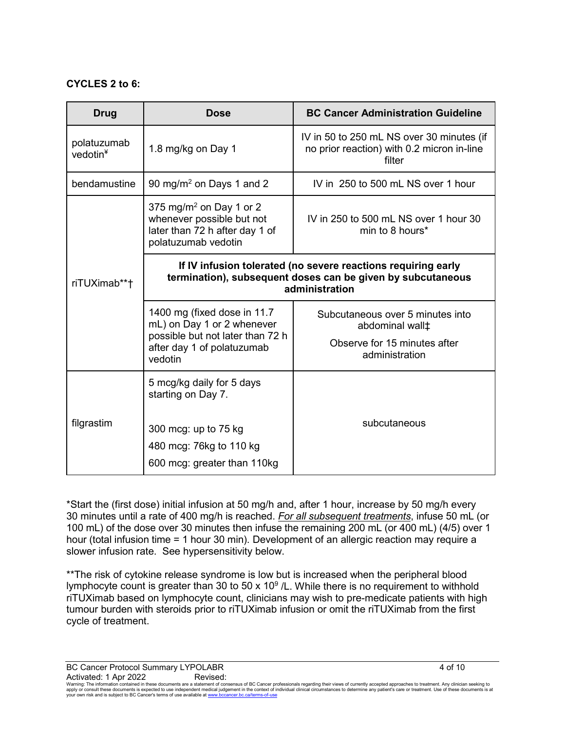**CYCLES 2 to 6:**

| Drug | Dose | BC Cancer Administration Guideline |
|---|---|---|
| polatuzumab vedotin¥ | 1.8 mg/kg on Day 1 | IV in 50 to 250 mL NS over 30 minutes (if no prior reaction) with 0.2 micron in-line filter |
| bendamustine | 90 mg/m$^2$ on Days 1 and 2 | IV in 250 to 500 mL NS over 1 hour |
| riTUXimab**† | 375 mg/m$^2$ on Day 1 or 2 whenever possible but not later than 72 h after day 1 of polatuzumab vedotin | IV in 250 to 500 mL NS over 1 hour 30 min to 8 hours* |
| | **If IV infusion tolerated (no severe reactions requiring early termination), subsequent doses can be given by subcutaneous administration** | |
| | 1400 mg (fixed dose in 11.7 mL) on Day 1 or 2 whenever possible but not later than 72 h after day 1 of polatuzumab vedotin | Subcutaneous over 5 minutes into abdominal wall‡<br>Observe for 15 minutes after administration |
| filgrastim | 5 mcg/kg daily for 5 days starting on Day 7.<br><br>300 mcg: up to 75 kg<br>480 mcg: 76kg to 110 kg<br>600 mcg: greater than 110kg | subcutaneous |

*Start the (first dose) initial infusion at 50 mg/h and, after 1 hour, increase by 50 mg/h every 30 minutes until a rate of 400 mg/h is reached. *For all subsequent treatments*, infuse 50 mL (or 100 mL) of the dose over 30 minutes then infuse the remaining 200 mL (or 400 mL) (4/5) over 1 hour (total infusion time = 1 hour 30 min). Development of an allergic reaction may require a slower infusion rate. See hypersensitivity below.

**The risk of cytokine release syndrome is low but is increased when the peripheral blood lymphocyte count is greater than 30 to 50 x $10^9$ /L. While there is no requirement to withhold riTUXimab based on lymphocyte count, clinicians may wish to pre-medicate patients with high tumour burden with steroids prior to riTUXimab infusion or omit the riTUXimab from the first cycle of treatment.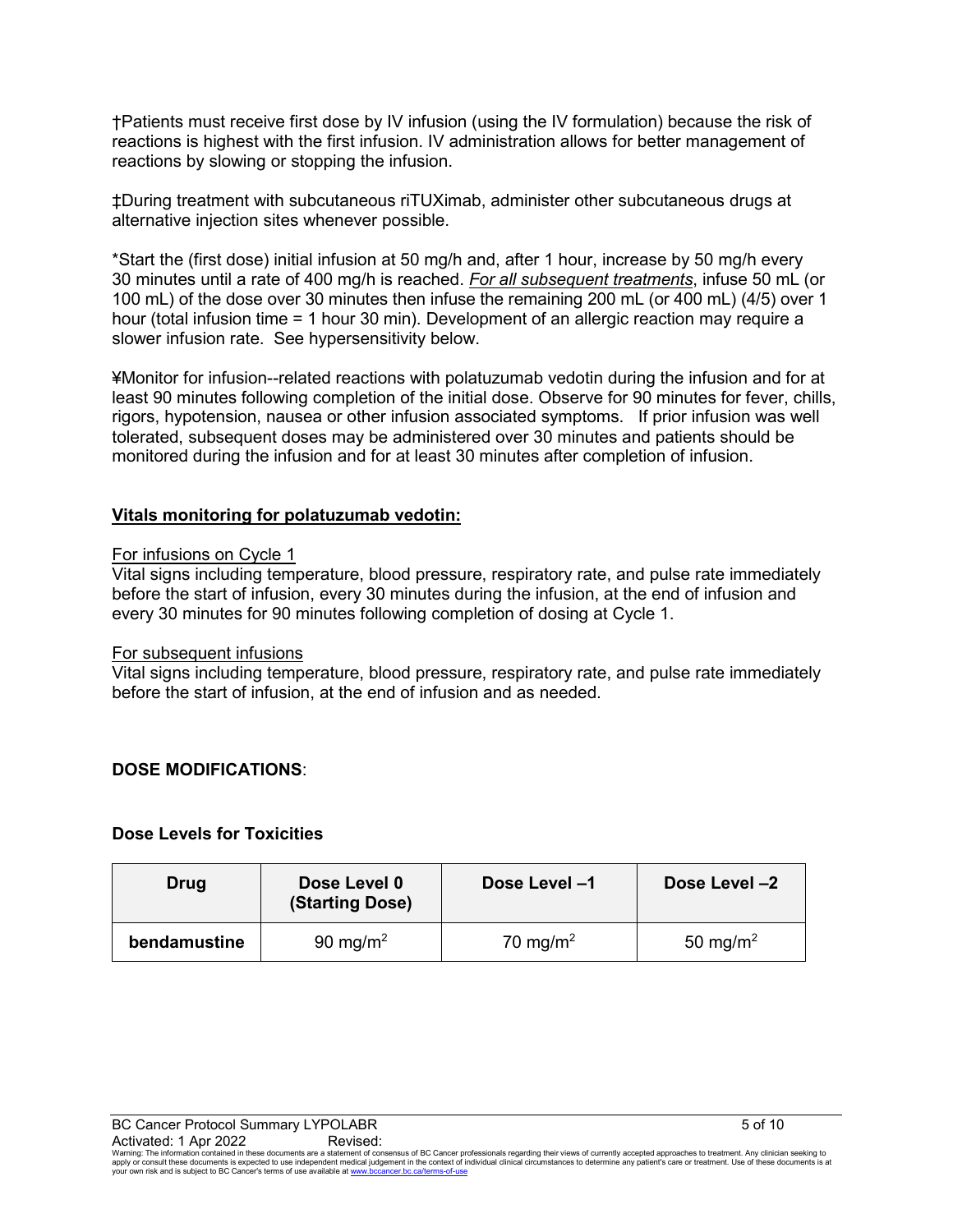†Patients must receive first dose by IV infusion (using the IV formulation) because the risk of reactions is highest with the first infusion. IV administration allows for better management of reactions by slowing or stopping the infusion.

‡During treatment with subcutaneous riTUXimab, administer other subcutaneous drugs at alternative injection sites whenever possible.

*Start the (first dose) initial infusion at 50 mg/h and, after 1 hour, increase by 50 mg/h every 30 minutes until a rate of 400 mg/h is reached. ***For all subsequent treatments***, infuse 50 mL (or 100 mL) of the dose over 30 minutes then infuse the remaining 200 mL (or 400 mL) (4/5) over 1 hour (total infusion time = 1 hour 30 min). Development of an allergic reaction may require a slower infusion rate. See hypersensitivity below.

¥Monitor for infusion--related reactions with polatuzumab vedotin during the infusion and for at least 90 minutes following completion of the initial dose. Observe for 90 minutes for fever, chills, rigors, hypotension, nausea or other infusion associated symptoms. If prior infusion was well tolerated, subsequent doses may be administered over 30 minutes and patients should be monitored during the infusion and for at least 30 minutes after completion of infusion.

**Vitals monitoring for polatuzumab vedotin:**

For infusions on Cycle 1

Vital signs including temperature, blood pressure, respiratory rate, and pulse rate immediately before the start of infusion, every 30 minutes during the infusion, at the end of infusion and every 30 minutes for 90 minutes following completion of dosing at Cycle 1.

For subsequent infusions

Vital signs including temperature, blood pressure, respiratory rate, and pulse rate immediately before the start of infusion, at the end of infusion and as needed.

## DOSE MODIFICATIONS:

### Dose Levels for Toxicities

| Drug | Dose Level 0 (Starting Dose) | Dose Level –1 | Dose Level –2 |
| --- | --- | --- | --- |
| **bendamustine** | 90 mg/m$^2$ | 70 mg/m$^2$ | 50 mg/m$^2$ |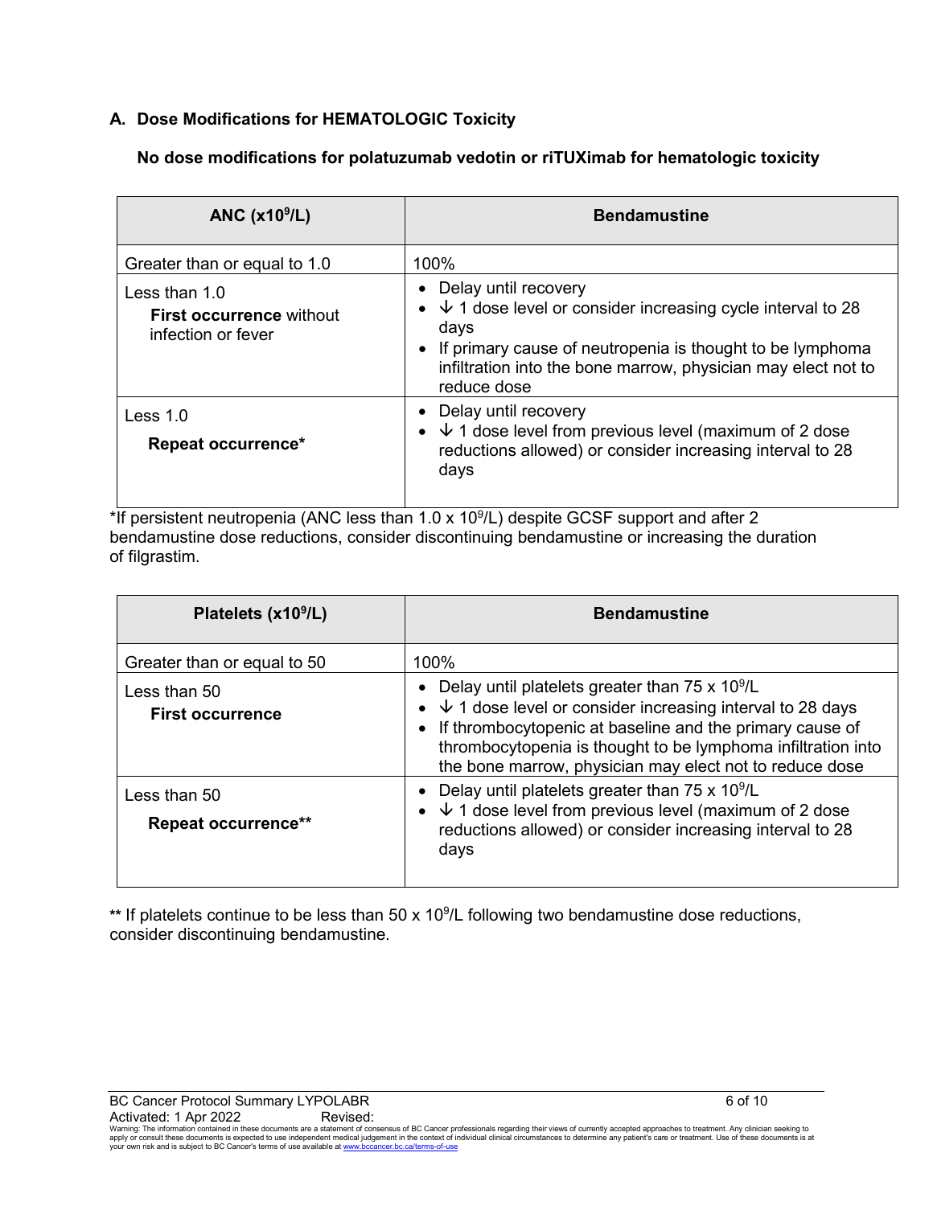### A. Dose Modifications for HEMATOLOGIC Toxicity

**No dose modifications for polatuzumab vedotin or riTUXimab for hematologic toxicity**

| ANC ($x10^9$/L) | Bendamustine |
|---|---|
| Greater than or equal to 1.0 | 100% |
| Less than 1.0<br>**First occurrence** without infection or fever | • Delay until recovery<br>• ↓ 1 dose level or consider increasing cycle interval to 28 days<br>• If primary cause of neutropenia is thought to be lymphoma infiltration into the bone marrow, physician may elect not to reduce dose |
| Less 1.0<br>**Repeat occurrence***  | • Delay until recovery<br>• ↓ 1 dose level from previous level (maximum of 2 dose reductions allowed) or consider increasing interval to 28 days |

*If persistent neutropenia (ANC less than 1.0 x $10^9$/L) despite GCSF support and after 2 bendamustine dose reductions, consider discontinuing bendamustine or increasing the duration of filgrastim.

| Platelets ($x10^9$/L) | Bendamustine |
|---|---|
| Greater than or equal to 50 | 100% |
| Less than 50<br>**First occurrence** | • Delay until platelets greater than 75 x $10^9$/L<br>• ↓ 1 dose level or consider increasing interval to 28 days<br>• If thrombocytopenic at baseline and the primary cause of thrombocytopenia is thought to be lymphoma infiltration into the bone marrow, physician may elect not to reduce dose |
| Less than 50<br>**Repeat occurrence**** | • Delay until platelets greater than 75 x $10^9$/L<br>• ↓ 1 dose level from previous level (maximum of 2 dose reductions allowed) or consider increasing interval to 28 days |

** If platelets continue to be less than 50 x $10^9$/L following two bendamustine dose reductions, consider discontinuing bendamustine.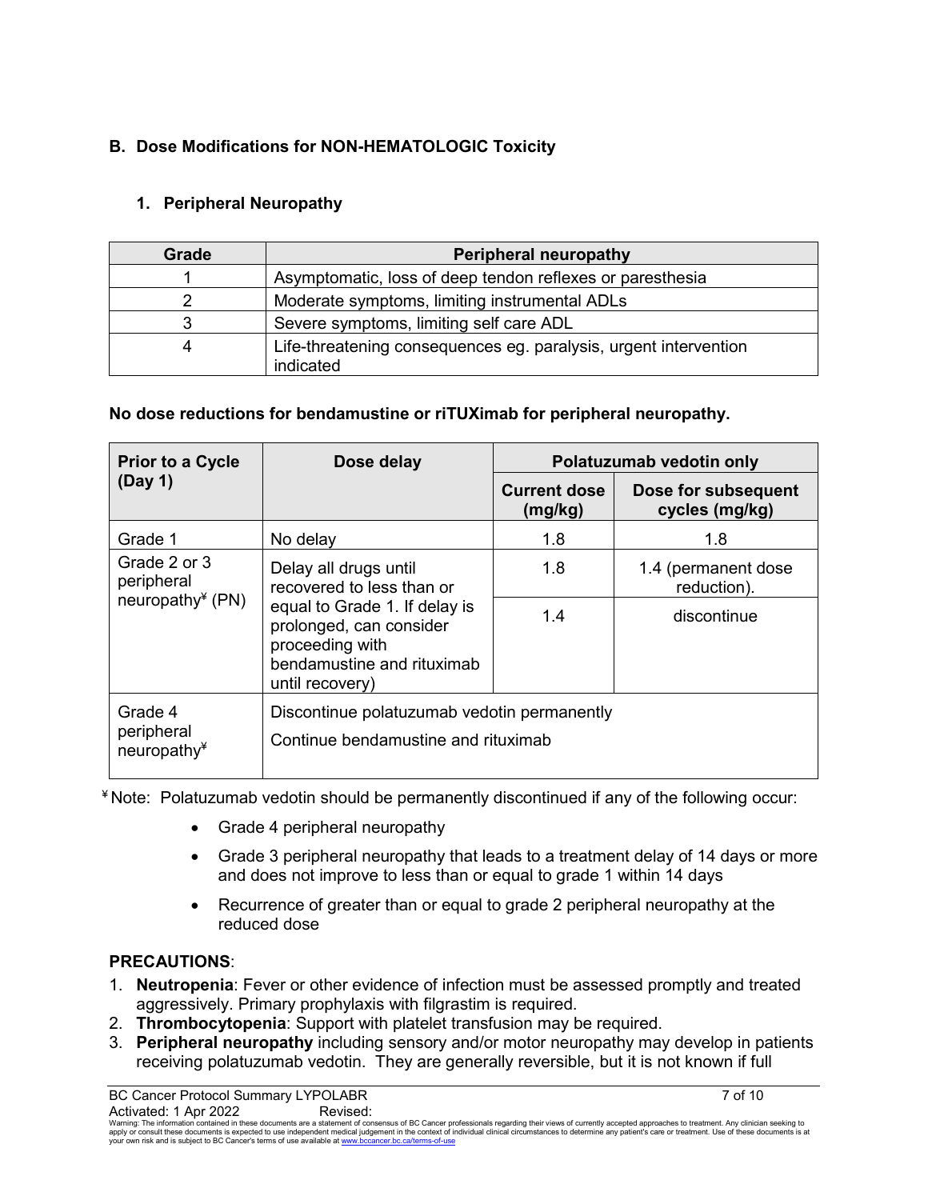## B. Dose Modifications for NON-HEMATOLOGIC Toxicity

### 1. Peripheral Neuropathy

| Grade | Peripheral neuropathy |
|---|---|
| 1 | Asymptomatic, loss of deep tendon reflexes or paresthesia |
| 2 | Moderate symptoms, limiting instrumental ADLs |
| 3 | Severe symptoms, limiting self care ADL |
| 4 | Life-threatening consequences eg. paralysis, urgent intervention indicated |

**No dose reductions for bendamustine or riTUXimab for peripheral neuropathy.**

| Prior to a Cycle (Day 1) | Dose delay | Polatuzumab vedotin only | |
|---|---|---|---|
| | | **Current dose (mg/kg)** | **Dose for subsequent cycles (mg/kg)** |
| Grade 1 | No delay | 1.8 | 1.8 |
| Grade 2 or 3 peripheral neuropathy¥ (PN) | Delay all drugs until recovered to less than or equal to Grade 1. If delay is prolonged, can consider proceeding with bendamustine and rituximab until recovery) | 1.8 | 1.4 (permanent dose reduction). |
| | | 1.4 | discontinue |
| Grade 4 peripheral neuropathy¥ | Discontinue polatuzumab vedotin permanently<br>Continue bendamustine and rituximab | | |

¥ Note: Polatuzumab vedotin should be permanently discontinued if any of the following occur:

- Grade 4 peripheral neuropathy
- Grade 3 peripheral neuropathy that leads to a treatment delay of 14 days or more and does not improve to less than or equal to grade 1 within 14 days
- Recurrence of greater than or equal to grade 2 peripheral neuropathy at the reduced dose

**PRECAUTIONS**:

1. **Neutropenia**: Fever or other evidence of infection must be assessed promptly and treated aggressively. Primary prophylaxis with filgrastim is required.
2. **Thrombocytopenia**: Support with platelet transfusion may be required.
3. **Peripheral neuropathy** including sensory and/or motor neuropathy may develop in patients receiving polatuzumab vedotin. They are generally reversible, but it is not known if full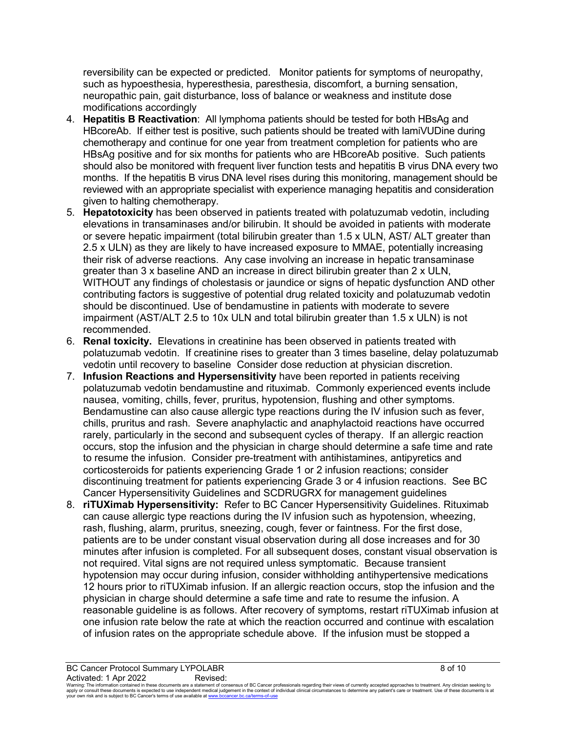reversibility can be expected or predicted. Monitor patients for symptoms of neuropathy, such as hypoesthesia, hyperesthesia, paresthesia, discomfort, a burning sensation, neuropathic pain, gait disturbance, loss of balance or weakness and institute dose modifications accordingly

4. **Hepatitis B Reactivation**: All lymphoma patients should be tested for both HBsAg and HBcoreAb. If either test is positive, such patients should be treated with lamiVUDine during chemotherapy and continue for one year from treatment completion for patients who are HBsAg positive and for six months for patients who are HBcoreAb positive. Such patients should also be monitored with frequent liver function tests and hepatitis B virus DNA every two months. If the hepatitis B virus DNA level rises during this monitoring, management should be reviewed with an appropriate specialist with experience managing hepatitis and consideration given to halting chemotherapy.
5. **Hepatotoxicity** has been observed in patients treated with polatuzumab vedotin, including elevations in transaminases and/or bilirubin. It should be avoided in patients with moderate or severe hepatic impairment (total bilirubin greater than 1.5 x ULN, AST/ ALT greater than 2.5 x ULN) as they are likely to have increased exposure to MMAE, potentially increasing their risk of adverse reactions. Any case involving an increase in hepatic transaminase greater than 3 x baseline AND an increase in direct bilirubin greater than 2 x ULN, WITHOUT any findings of cholestasis or jaundice or signs of hepatic dysfunction AND other contributing factors is suggestive of potential drug related toxicity and polatuzumab vedotin should be discontinued. Use of bendamustine in patients with moderate to severe impairment (AST/ALT 2.5 to 10x ULN and total bilirubin greater than 1.5 x ULN) is not recommended.
6. **Renal toxicity.** Elevations in creatinine has been observed in patients treated with polatuzumab vedotin. If creatinine rises to greater than 3 times baseline, delay polatuzumab vedotin until recovery to baseline Consider dose reduction at physician discretion.
7. **Infusion Reactions and Hypersensitivity** have been reported in patients receiving polatuzumab vedotin bendamustine and rituximab. Commonly experienced events include nausea, vomiting, chills, fever, pruritus, hypotension, flushing and other symptoms. Bendamustine can also cause allergic type reactions during the IV infusion such as fever, chills, pruritus and rash. Severe anaphylactic and anaphylactoid reactions have occurred rarely, particularly in the second and subsequent cycles of therapy. If an allergic reaction occurs, stop the infusion and the physician in charge should determine a safe time and rate to resume the infusion. Consider pre-treatment with antihistamines, antipyretics and corticosteroids for patients experiencing Grade 1 or 2 infusion reactions; consider discontinuing treatment for patients experiencing Grade 3 or 4 infusion reactions. See BC Cancer Hypersensitivity Guidelines and SCDRUGRX for management guidelines
8. **riTUXimab Hypersensitivity:** Refer to BC Cancer Hypersensitivity Guidelines. Rituximab can cause allergic type reactions during the IV infusion such as hypotension, wheezing, rash, flushing, alarm, pruritus, sneezing, cough, fever or faintness. For the first dose, patients are to be under constant visual observation during all dose increases and for 30 minutes after infusion is completed. For all subsequent doses, constant visual observation is not required. Vital signs are not required unless symptomatic. Because transient hypotension may occur during infusion, consider withholding antihypertensive medications 12 hours prior to riTUXimab infusion. If an allergic reaction occurs, stop the infusion and the physician in charge should determine a safe time and rate to resume the infusion. A reasonable guideline is as follows. After recovery of symptoms, restart riTUXimab infusion at one infusion rate below the rate at which the reaction occurred and continue with escalation of infusion rates on the appropriate schedule above. If the infusion must be stopped a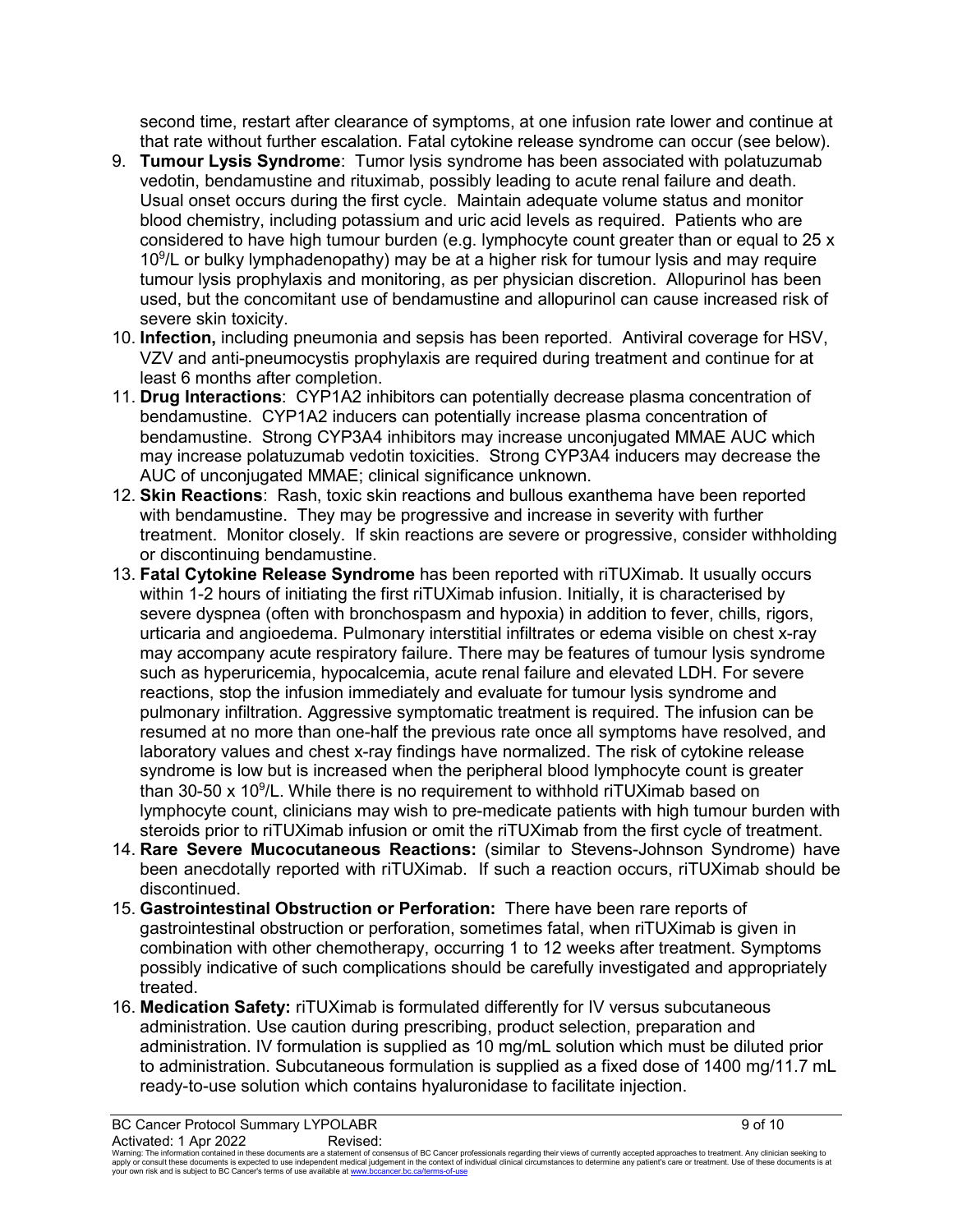second time, restart after clearance of symptoms, at one infusion rate lower and continue at that rate without further escalation. Fatal cytokine release syndrome can occur (see below).

9. **Tumour Lysis Syndrome**: Tumor lysis syndrome has been associated with polatuzumab vedotin, bendamustine and rituximab, possibly leading to acute renal failure and death. Usual onset occurs during the first cycle. Maintain adequate volume status and monitor blood chemistry, including potassium and uric acid levels as required. Patients who are considered to have high tumour burden (e.g. lymphocyte count greater than or equal to 25 x $10^9$/L or bulky lymphadenopathy) may be at a higher risk for tumour lysis and may require tumour lysis prophylaxis and monitoring, as per physician discretion. Allopurinol has been used, but the concomitant use of bendamustine and allopurinol can cause increased risk of severe skin toxicity.
10. **Infection,** including pneumonia and sepsis has been reported. Antiviral coverage for HSV, VZV and anti-pneumocystis prophylaxis are required during treatment and continue for at least 6 months after completion.
11. **Drug Interactions**: CYP1A2 inhibitors can potentially decrease plasma concentration of bendamustine. CYP1A2 inducers can potentially increase plasma concentration of bendamustine. Strong CYP3A4 inhibitors may increase unconjugated MMAE AUC which may increase polatuzumab vedotin toxicities. Strong CYP3A4 inducers may decrease the AUC of unconjugated MMAE; clinical significance unknown.
12. **Skin Reactions**: Rash, toxic skin reactions and bullous exanthema have been reported with bendamustine. They may be progressive and increase in severity with further treatment. Monitor closely. If skin reactions are severe or progressive, consider withholding or discontinuing bendamustine.
13. **Fatal Cytokine Release Syndrome** has been reported with riTUXimab. It usually occurs within 1-2 hours of initiating the first riTUXimab infusion. Initially, it is characterised by severe dyspnea (often with bronchospasm and hypoxia) in addition to fever, chills, rigors, urticaria and angioedema. Pulmonary interstitial infiltrates or edema visible on chest x-ray may accompany acute respiratory failure. There may be features of tumour lysis syndrome such as hyperuricemia, hypocalcemia, acute renal failure and elevated LDH. For severe reactions, stop the infusion immediately and evaluate for tumour lysis syndrome and pulmonary infiltration. Aggressive symptomatic treatment is required. The infusion can be resumed at no more than one-half the previous rate once all symptoms have resolved, and laboratory values and chest x-ray findings have normalized. The risk of cytokine release syndrome is low but is increased when the peripheral blood lymphocyte count is greater than 30-50 x $10^9$/L. While there is no requirement to withhold riTUXimab based on lymphocyte count, clinicians may wish to pre-medicate patients with high tumour burden with steroids prior to riTUXimab infusion or omit the riTUXimab from the first cycle of treatment.
14. **Rare Severe Mucocutaneous Reactions:** (similar to Stevens-Johnson Syndrome) have been anecdotally reported with riTUXimab. If such a reaction occurs, riTUXimab should be discontinued.
15. **Gastrointestinal Obstruction or Perforation:** There have been rare reports of gastrointestinal obstruction or perforation, sometimes fatal, when riTUXimab is given in combination with other chemotherapy, occurring 1 to 12 weeks after treatment. Symptoms possibly indicative of such complications should be carefully investigated and appropriately treated.
16. **Medication Safety:** riTUXimab is formulated differently for IV versus subcutaneous administration. Use caution during prescribing, product selection, preparation and administration. IV formulation is supplied as 10 mg/mL solution which must be diluted prior to administration. Subcutaneous formulation is supplied as a fixed dose of 1400 mg/11.7 mL ready-to-use solution which contains hyaluronidase to facilitate injection.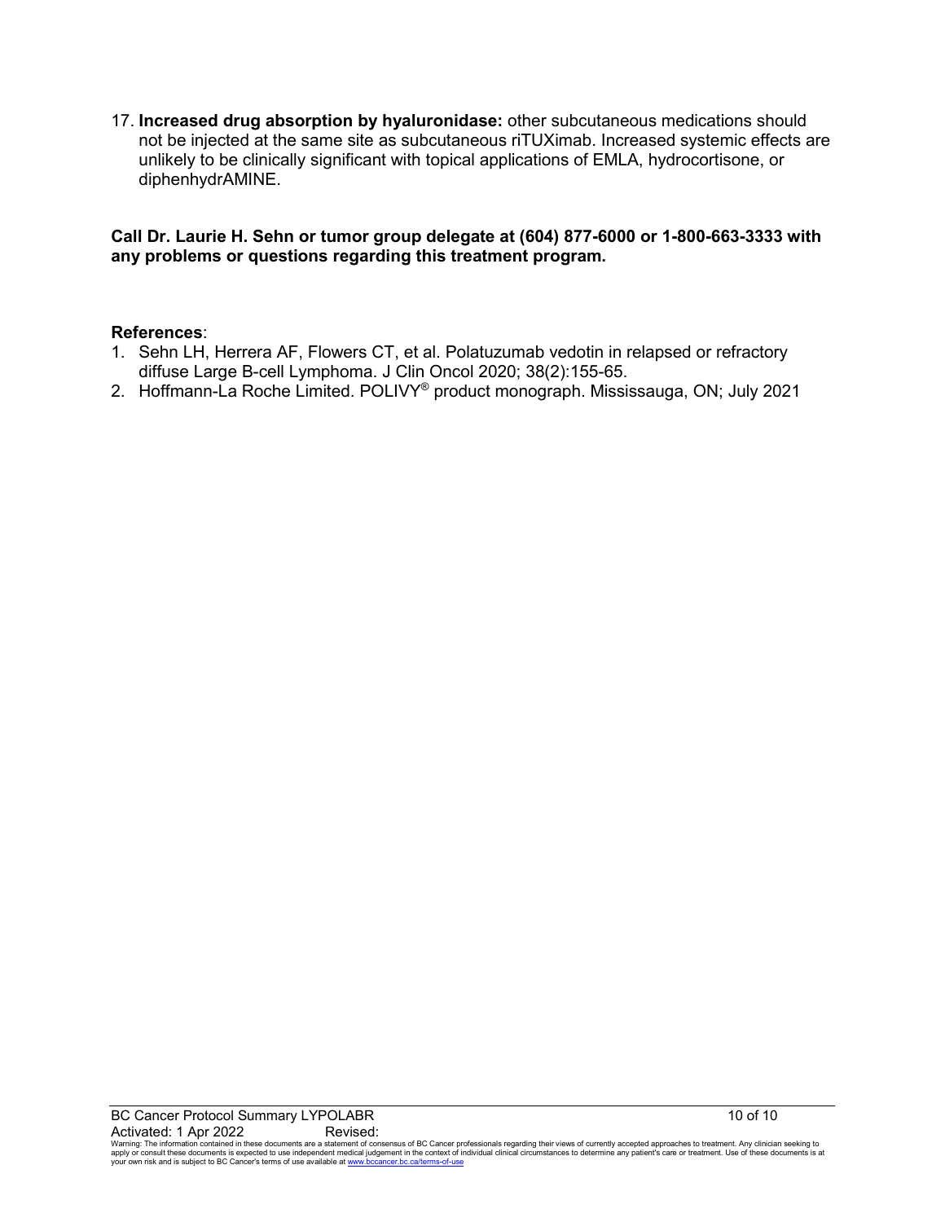17. **Increased drug absorption by hyaluronidase:** other subcutaneous medications should not be injected at the same site as subcutaneous riTUXimab. Increased systemic effects are unlikely to be clinically significant with topical applications of EMLA, hydrocortisone, or diphenhydrAMINE.

**Call Dr. Laurie H. Sehn or tumor group delegate at (604) 877-6000 or 1-800-663-3333 with any problems or questions regarding this treatment program.**

**References**:

1. Sehn LH, Herrera AF, Flowers CT, et al. Polatuzumab vedotin in relapsed or refractory diffuse Large B-cell Lymphoma. J Clin Oncol 2020; 38(2):155-65.
2. Hoffmann-La Roche Limited. POLIVY® product monograph. Mississauga, ON; July 2021